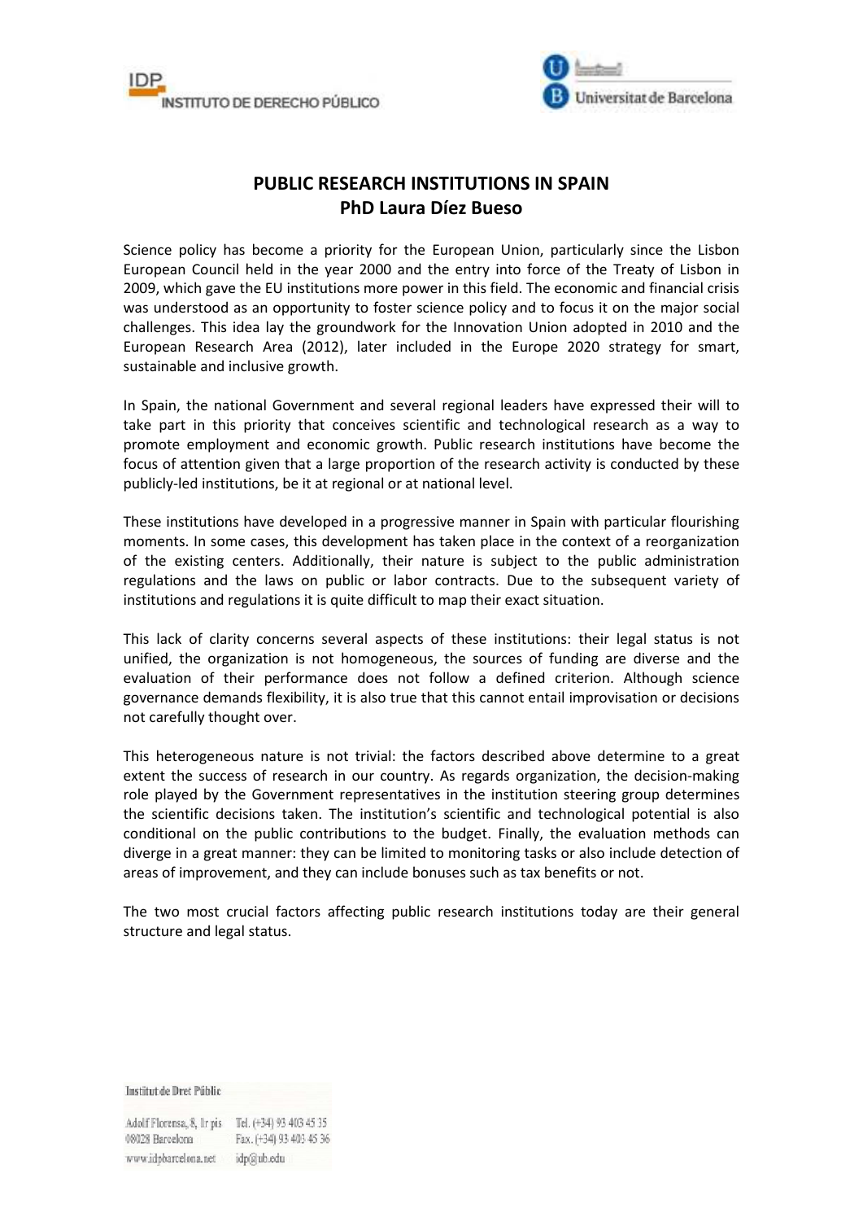# PUBLIC RESEARCH INSTITUTIONS IN SPAIN

## PhD Laura Díez Bueso

Science policy has become a priority for the European Union, particularly since the Lisbon European Council held in the year 2000 and the entry into force of the Treaty of Lisbon in 2009, which gave the EU institutions more power in this field. The economic and financial crisis was understood as an opportunity to foster science policy and to focus it on the major social challenges. This idea lay the groundwork for the Innovation Union adopted in 2010 and the European Research Area (2012), later included in the Europe 2020 strategy for smart, sustainable and inclusive growth.

In Spain, the national Government and several regional leaders have expressed their will to take part in this priority that conceives scientific and technological research as a way to promote employment and economic growth. Public research institutions have become the focus of attention given that a large proportion of the research activity is conducted by these publicly-led institutions, be it at regional or at national level.

These institutions have developed in a progressive manner in Spain with particular flourishing moments. In some cases, this development has taken place in the context of a reorganization of the existing centers. Additionally, their nature is subject to the public administration regulations and the laws on public or labor contracts. Due to the subsequent variety of institutions and regulations it is quite difficult to map their exact situation.

This lack of clarity concerns several aspects of these institutions: their legal status is not unified, the organization is not homogeneous, the sources of funding are diverse and the evaluation of their performance does not follow a defined criterion. Although science governance demands flexibility, it is also true that this cannot entail improvisation or decisions not carefully thought over.

This heterogeneous nature is not trivial: the factors described above determine to a great extent the success of research in our country. As regards organization, the decision-making role played by the Government representatives in the institution steering group determines the scientific decisions taken. The institution's scientific and technological potential is also conditional on the public contributions to the budget. Finally, the evaluation methods can diverge in a great manner: they can be limited to monitoring tasks or also include detection of areas of improvement, and they can include bonuses such as tax benefits or not.

The two most crucial factors affecting public research institutions today are their general structure and legal status.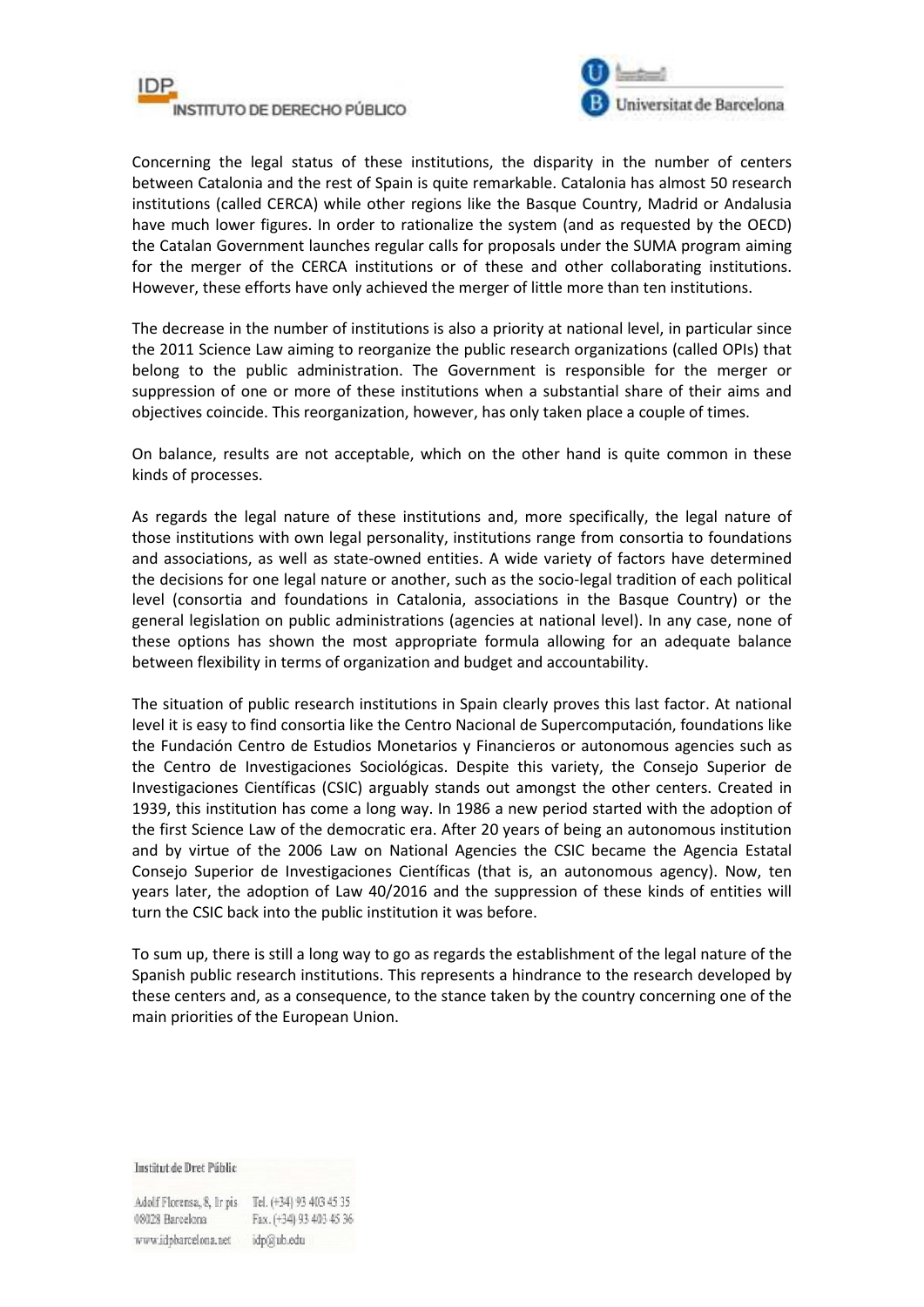Concerning the legal status of these institutions, the disparity in the number of centers between Catalonia and the rest of Spain is quite remarkable. Catalonia has almost 50 research institutions (called CERCA) while other regions like the Basque Country, Madrid or Andalusia have much lower figures. In order to rationalize the system (and as requested by the OECD) the Catalan Government launches regular calls for proposals under the SUMA program aiming for the merger of the CERCA institutions or of these and other collaborating institutions. However, these efforts have only achieved the merger of little more than ten institutions.

The decrease in the number of institutions is also a priority at national level, in particular since the 2011 Science Law aiming to reorganize the public research organizations (called OPIs) that belong to the public administration. The Government is responsible for the merger or suppression of one or more of these institutions when a substantial share of their aims and objectives coincide. This reorganization, however, has only taken place a couple of times.

On balance, results are not acceptable, which on the other hand is quite common in these kinds of processes.

As regards the legal nature of these institutions and, more specifically, the legal nature of those institutions with own legal personality, institutions range from consortia to foundations and associations, as well as state-owned entities. A wide variety of factors have determined the decisions for one legal nature or another, such as the socio-legal tradition of each political level (consortia and foundations in Catalonia, associations in the Basque Country) or the general legislation on public administrations (agencies at national level). In any case, none of these options has shown the most appropriate formula allowing for an adequate balance between flexibility in terms of organization and budget and accountability.

The situation of public research institutions in Spain clearly proves this last factor. At national level it is easy to find consortia like the Centro Nacional de Supercomputación, foundations like the Fundación Centro de Estudios Monetarios y Financieros or autonomous agencies such as the Centro de Investigaciones Sociológicas. Despite this variety, the Consejo Superior de Investigaciones Científicas (CSIC) arguably stands out amongst the other centers. Created in 1939, this institution has come a long way. In 1986 a new period started with the adoption of the first Science Law of the democratic era. After 20 years of being an autonomous institution and by virtue of the 2006 Law on National Agencies the CSIC became the Agencia Estatal Consejo Superior de Investigaciones Científicas (that is, an autonomous agency). Now, ten years later, the adoption of Law 40/2016 and the suppression of these kinds of entities will turn the CSIC back into the public institution it was before.

To sum up, there is still a long way to go as regards the establishment of the legal nature of the Spanish public research institutions. This represents a hindrance to the research developed by these centers and, as a consequence, to the stance taken by the country concerning one of the main priorities of the European Union.